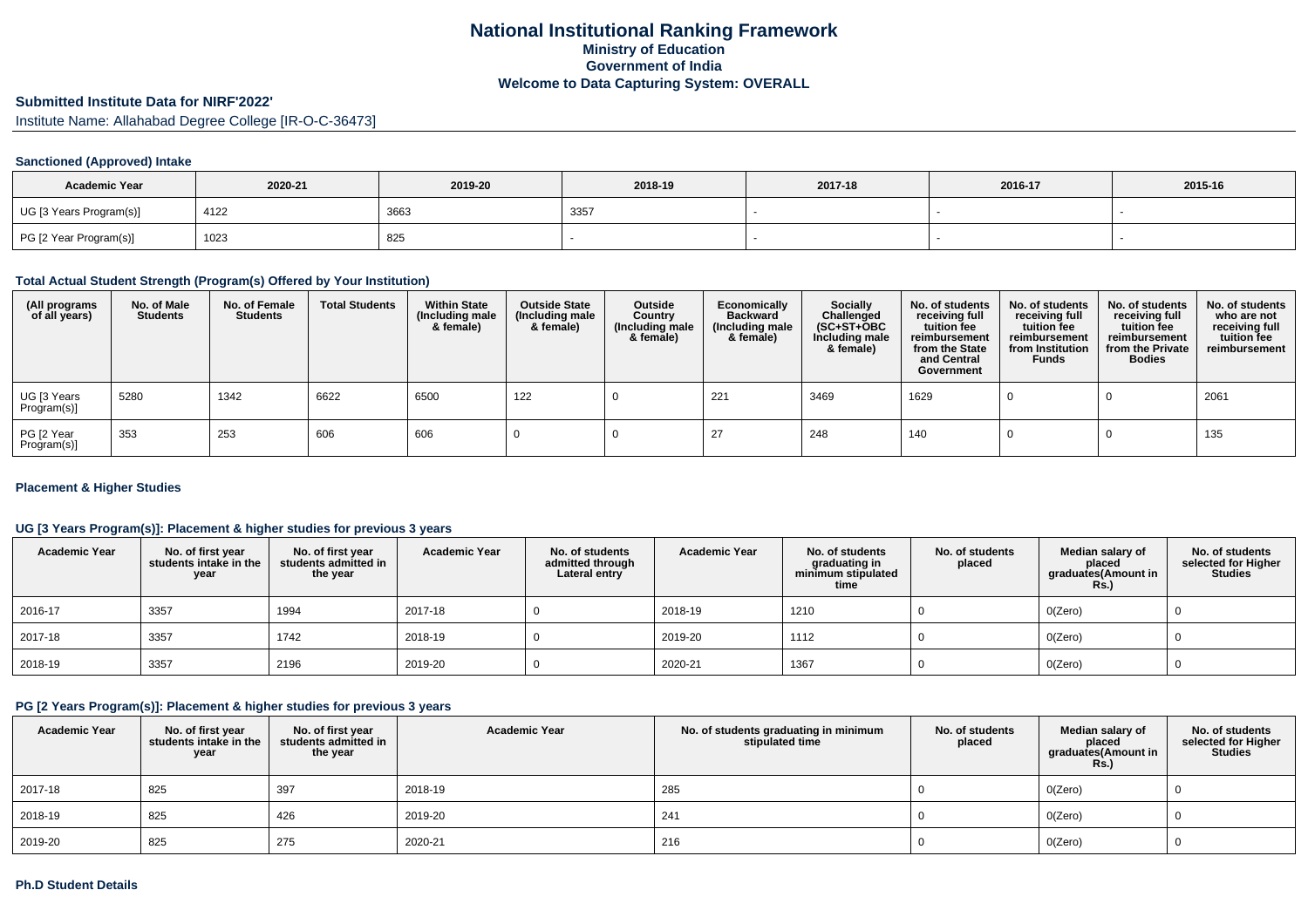# National Institutional Ranking Framework
## Ministry of Education
## Government of India
## Welcome to Data Capturing System: OVERALL

**Submitted Institute Data for NIRF'2022'**

Institute Name: Allahabad Degree College [IR-O-C-36473]

### Sanctioned (Approved) Intake

| Academic Year | 2020-21 | 2019-20 | 2018-19 | 2017-18 | 2016-17 | 2015-16 |
|---|---|---|---|---|---|---|
| UG [3 Years Program(s)] | 4122 | 3663 | 3357 | - | - | - |
| PG [2 Year Program(s)] | 1023 | 825 | - | - | - | - |

### Total Actual Student Strength (Program(s) Offered by Your Institution)

| (All programs of all years) | No. of Male Students | No. of Female Students | Total Students | Within State (Including male & female) | Outside State (Including male & female) | Outside Country (Including male & female) | Economically Backward (Including male & female) | Socially Challenged (SC+ST+OBC Including male & female) | No. of students receiving full tuition fee reimbursement from the State and Central Government | No. of students receiving full tuition fee reimbursement from Institution Funds | No. of students receiving full tuition fee reimbursement from the Private Bodies | No. of students who are not receiving full tuition fee reimbursement |
|---|---|---|---|---|---|---|---|---|---|---|---|---|
| UG [3 Years Program(s)] | 5280 | 1342 | 6622 | 6500 | 122 | 0 | 221 | 3469 | 1629 | 0 | 0 | 2061 |
| PG [2 Year Program(s)] | 353 | 253 | 606 | 606 | 0 | 0 | 27 | 248 | 140 | 0 | 0 | 135 |

### Placement & Higher Studies

### UG [3 Years Program(s)]: Placement & higher studies for previous 3 years

| Academic Year | No. of first year students intake in the year | No. of first year students admitted in the year | Academic Year | No. of students admitted through Lateral entry | Academic Year | No. of students graduating in minimum stipulated time | No. of students placed | Median salary of placed graduates(Amount in Rs.) | No. of students selected for Higher Studies |
|---|---|---|---|---|---|---|---|---|---|
| 2016-17 | 3357 | 1994 | 2017-18 | 0 | 2018-19 | 1210 | 0 | 0(Zero) | 0 |
| 2017-18 | 3357 | 1742 | 2018-19 | 0 | 2019-20 | 1112 | 0 | 0(Zero) | 0 |
| 2018-19 | 3357 | 2196 | 2019-20 | 0 | 2020-21 | 1367 | 0 | 0(Zero) | 0 |

### PG [2 Years Program(s)]: Placement & higher studies for previous 3 years

| Academic Year | No. of first year students intake in the year | No. of first year students admitted in the year | Academic Year | No. of students graduating in minimum stipulated time | No. of students placed | Median salary of placed graduates(Amount in Rs.) | No. of students selected for Higher Studies |
|---|---|---|---|---|---|---|---|
| 2017-18 | 825 | 397 | 2018-19 | 285 | 0 | 0(Zero) | 0 |
| 2018-19 | 825 | 426 | 2019-20 | 241 | 0 | 0(Zero) | 0 |
| 2019-20 | 825 | 275 | 2020-21 | 216 | 0 | 0(Zero) | 0 |

### Ph.D Student Details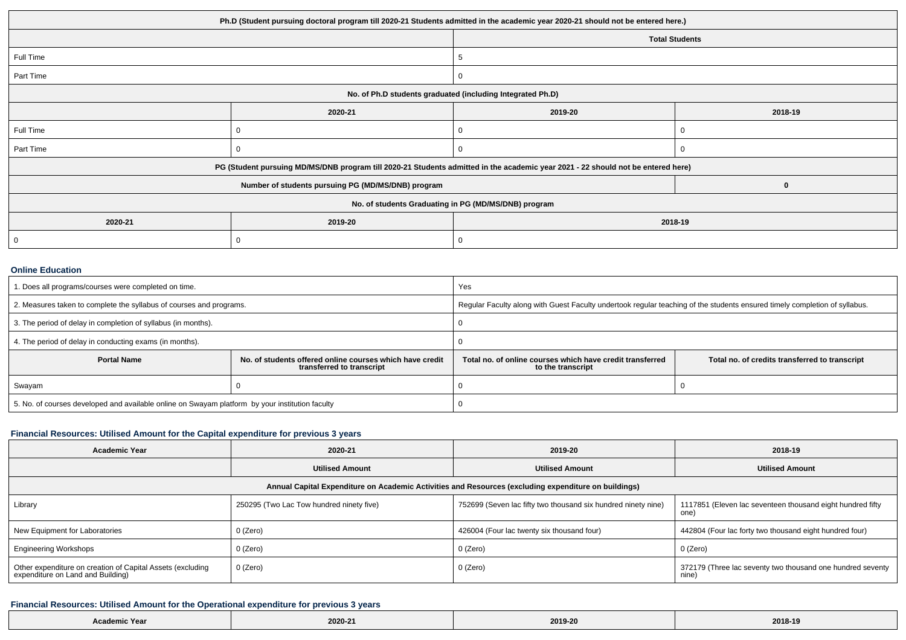| Ph.D (Student pursuing doctoral program till 2020-21 Students admitted in the academic year 2020-21 should not be entered here.) | | | |
|---|---|---|---|
| | | Total Students | |
| Full Time | | 5 | |
| Part Time | | 0 | |
| No. of Ph.D students graduated (including Integrated Ph.D) | | | |
| | 2020-21 | 2019-20 | 2018-19 |
| Full Time | 0 | 0 | 0 |
| Part Time | 0 | 0 | 0 |
| PG (Student pursuing MD/MS/DNB program till 2020-21 Students admitted in the academic year 2021 - 22 should not be entered here) | | | |
| Number of students pursuing PG (MD/MS/DNB) program | | | 0 |
| No. of students Graduating in PG (MD/MS/DNB) program | | | |
| 2020-21 | 2019-20 | 2018-19 | |
| 0 | 0 | 0 | |

### Online Education

| 1. Does all programs/courses were completed on time. | | Yes | |
|---|---|---|---|
| 2. Measures taken to complete the syllabus of courses and programs. | | Regular Faculty along with Guest Faculty undertook regular teaching of the students ensured timely completion of syllabus. | |
| 3. The period of delay in completion of syllabus (in months). | | 0 | |
| 4. The period of delay in conducting exams (in months). | | 0 | |
| Portal Name | No. of students offered online courses which have credit transferred to transcript | Total no. of online courses which have credit transferred to the transcript | Total no. of credits transferred to transcript |
| Swayam | 0 | 0 | 0 |
| 5. No. of courses developed and available online on Swayam platform by your institution faculty | | 0 | |

### Financial Resources: Utilised Amount for the Capital expenditure for previous 3 years

| Academic Year | 2020-21 | 2019-20 | 2018-19 |
|---|---|---|---|
| | Utilised Amount | Utilised Amount | Utilised Amount |
| Annual Capital Expenditure on Academic Activities and Resources (excluding expenditure on buildings) | | | |
| Library | 250295 (Two Lac Tow hundred ninety five) | 752699 (Seven lac fifty two thousand six hundred ninety nine) | 1117851 (Eleven lac seventeen thousand eight hundred fifty one) |
| New Equipment for Laboratories | 0 (Zero) | 426004 (Four lac twenty six thousand four) | 442804 (Four lac forty two thousand eight hundred four) |
| Engineering Workshops | 0 (Zero) | 0 (Zero) | 0 (Zero) |
| Other expenditure on creation of Capital Assets (excluding expenditure on Land and Building) | 0 (Zero) | 0 (Zero) | 372179 (Three lac seventy two thousand one hundred seventy nine) |

### Financial Resources: Utilised Amount for the Operational expenditure for previous 3 years

| Academic Year | 2020-21 | 2019-20 | 2018-19 |
|---|---|---|---|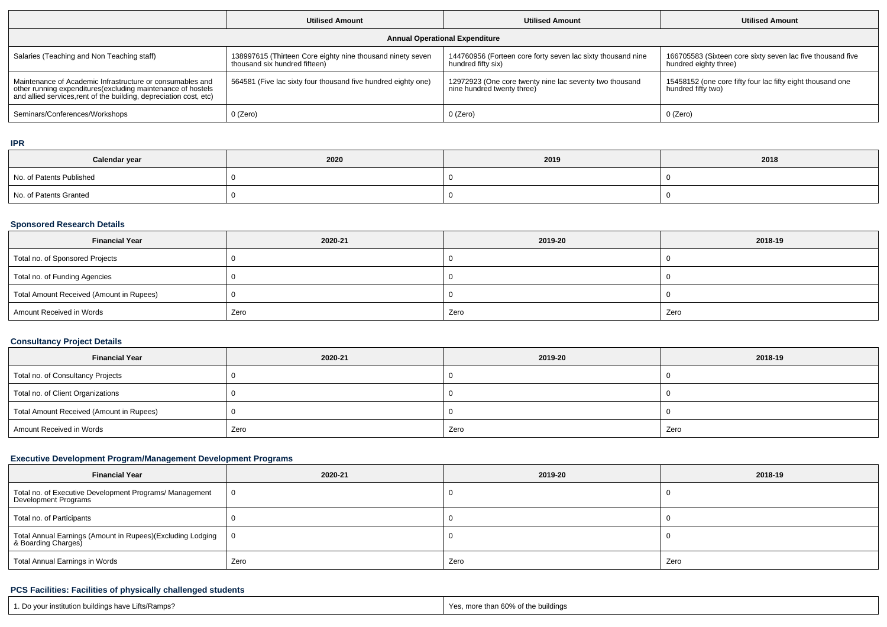| | Utilised Amount | Utilised Amount | Utilised Amount |
|---|---|---|---|
| **Annual Operational Expenditure** | | | |
| Salaries (Teaching and Non Teaching staff) | 138997615 (Thirteen Core eighty nine thousand ninety seven thousand six hundred fifteen) | 144760956 (Forteen core forty seven lac sixty thousand nine hundred fifty six) | 166705583 (Sixteen core sixty seven lac five thousand five hundred eighty three) |
| Maintenance of Academic Infrastructure or consumables and other running expenditures(excluding maintenance of hostels and allied services,rent of the building, depreciation cost, etc) | 564581 (Five lac sixty four thousand five hundred eighty one) | 12972923 (One core twenty nine lac seventy two thousand nine hundred twenty three) | 15458152 (one core fifty four lac fifty eight thousand one hundred fifty two) |
| Seminars/Conferences/Workshops | 0 (Zero) | 0 (Zero) | 0 (Zero) |

## IPR

| Calendar year | 2020 | 2019 | 2018 |
|---|---|---|---|
| No. of Patents Published | 0 | 0 | 0 |
| No. of Patents Granted | 0 | 0 | 0 |

## Sponsored Research Details

| Financial Year | 2020-21 | 2019-20 | 2018-19 |
|---|---|---|---|
| Total no. of Sponsored Projects | 0 | 0 | 0 |
| Total no. of Funding Agencies | 0 | 0 | 0 |
| Total Amount Received (Amount in Rupees) | 0 | 0 | 0 |
| Amount Received in Words | Zero | Zero | Zero |

## Consultancy Project Details

| Financial Year | 2020-21 | 2019-20 | 2018-19 |
|---|---|---|---|
| Total no. of Consultancy Projects | 0 | 0 | 0 |
| Total no. of Client Organizations | 0 | 0 | 0 |
| Total Amount Received (Amount in Rupees) | 0 | 0 | 0 |
| Amount Received in Words | Zero | Zero | Zero |

## Executive Development Program/Management Development Programs

| Financial Year | 2020-21 | 2019-20 | 2018-19 |
|---|---|---|---|
| Total no. of Executive Development Programs/ Management Development Programs | 0 | 0 | 0 |
| Total no. of Participants | 0 | 0 | 0 |
| Total Annual Earnings (Amount in Rupees)(Excluding Lodging & Boarding Charges) | 0 | 0 | 0 |
| Total Annual Earnings in Words | Zero | Zero | Zero |

## PCS Facilities: Facilities of physically challenged students

| | |
|---|---|
| 1. Do your institution buildings have Lifts/Ramps? | Yes, more than 60% of the buildings |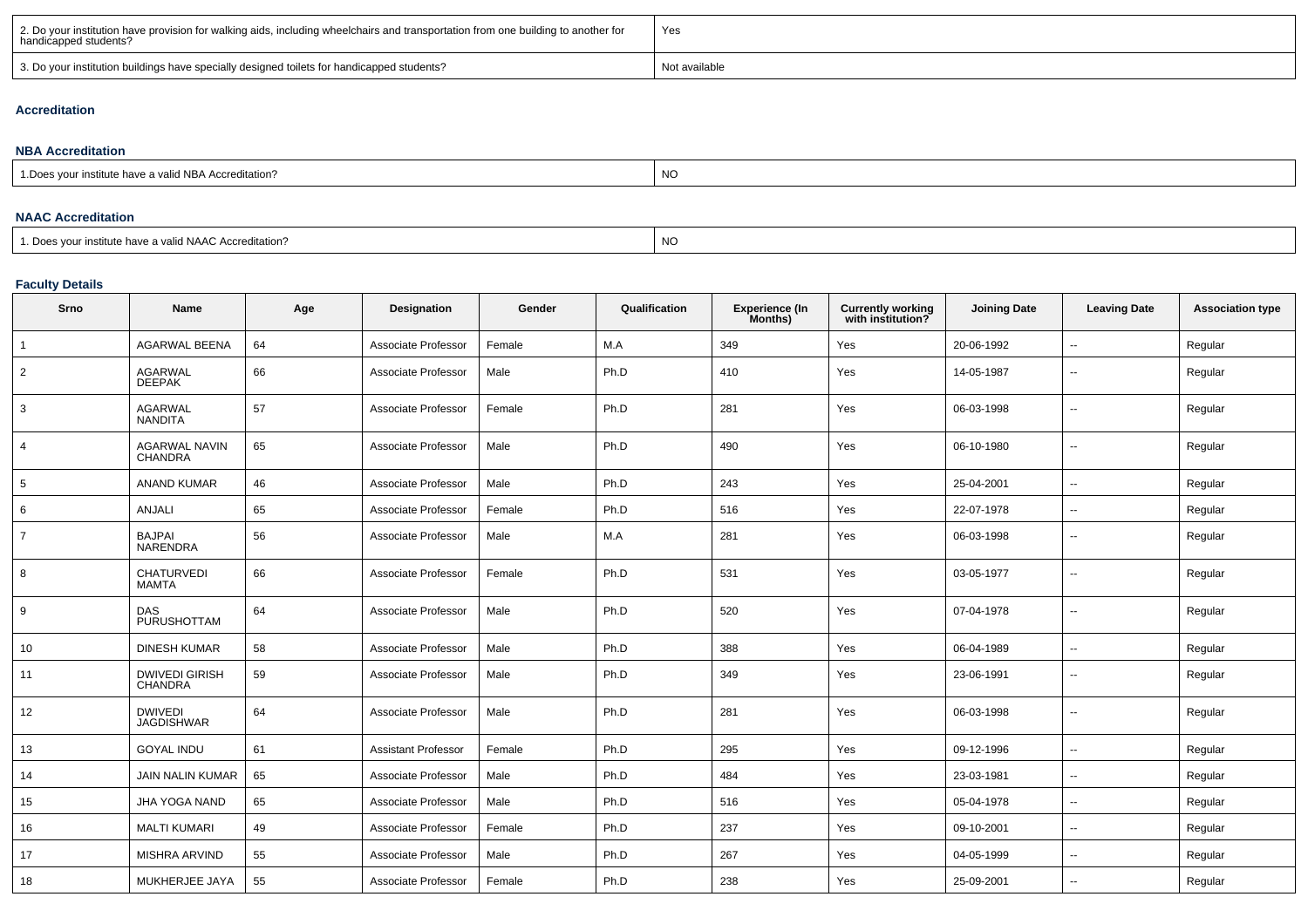| 2. Do your institution have provision for walking aids, including wheelchairs and transportation from one building to another for handicapped students? | Yes |
|---|---|
| 3. Do your institution buildings have specially designed toilets for handicapped students? | Not available |

### Accreditation

#### NBA Accreditation

| 1.Does your institute have a valid NBA Accreditation? | NO |
|---|---|

#### NAAC Accreditation

| 1. Does your institute have a valid NAAC Accreditation? | NO |
|---|---|

#### Faculty Details

| Srno | Name | Age | Designation | Gender | Qualification | Experience (In Months) | Currently working with institution? | Joining Date | Leaving Date | Association type |
|---|---|---|---|---|---|---|---|---|---|---|
| 1 | AGARWAL BEENA | 64 | Associate Professor | Female | M.A | 349 | Yes | 20-06-1992 | -- | Regular |
| 2 | AGARWAL DEEPAK | 66 | Associate Professor | Male | Ph.D | 410 | Yes | 14-05-1987 | -- | Regular |
| 3 | AGARWAL NANDITA | 57 | Associate Professor | Female | Ph.D | 281 | Yes | 06-03-1998 | -- | Regular |
| 4 | AGARWAL NAVIN CHANDRA | 65 | Associate Professor | Male | Ph.D | 490 | Yes | 06-10-1980 | -- | Regular |
| 5 | ANAND KUMAR | 46 | Associate Professor | Male | Ph.D | 243 | Yes | 25-04-2001 | -- | Regular |
| 6 | ANJALI | 65 | Associate Professor | Female | Ph.D | 516 | Yes | 22-07-1978 | -- | Regular |
| 7 | BAJPAI NARENDRA | 56 | Associate Professor | Male | M.A | 281 | Yes | 06-03-1998 | -- | Regular |
| 8 | CHATURVEDI MAMTA | 66 | Associate Professor | Female | Ph.D | 531 | Yes | 03-05-1977 | -- | Regular |
| 9 | DAS PURUSHOTTAM | 64 | Associate Professor | Male | Ph.D | 520 | Yes | 07-04-1978 | -- | Regular |
| 10 | DINESH KUMAR | 58 | Associate Professor | Male | Ph.D | 388 | Yes | 06-04-1989 | -- | Regular |
| 11 | DWIVEDI GIRISH CHANDRA | 59 | Associate Professor | Male | Ph.D | 349 | Yes | 23-06-1991 | -- | Regular |
| 12 | DWIVEDI JAGDISHWAR | 64 | Associate Professor | Male | Ph.D | 281 | Yes | 06-03-1998 | -- | Regular |
| 13 | GOYAL INDU | 61 | Assistant Professor | Female | Ph.D | 295 | Yes | 09-12-1996 | -- | Regular |
| 14 | JAIN NALIN KUMAR | 65 | Associate Professor | Male | Ph.D | 484 | Yes | 23-03-1981 | -- | Regular |
| 15 | JHA YOGA NAND | 65 | Associate Professor | Male | Ph.D | 516 | Yes | 05-04-1978 | -- | Regular |
| 16 | MALTI KUMARI | 49 | Associate Professor | Female | Ph.D | 237 | Yes | 09-10-2001 | -- | Regular |
| 17 | MISHRA ARVIND | 55 | Associate Professor | Male | Ph.D | 267 | Yes | 04-05-1999 | -- | Regular |
| 18 | MUKHERJEE JAYA | 55 | Associate Professor | Female | Ph.D | 238 | Yes | 25-09-2001 | -- | Regular |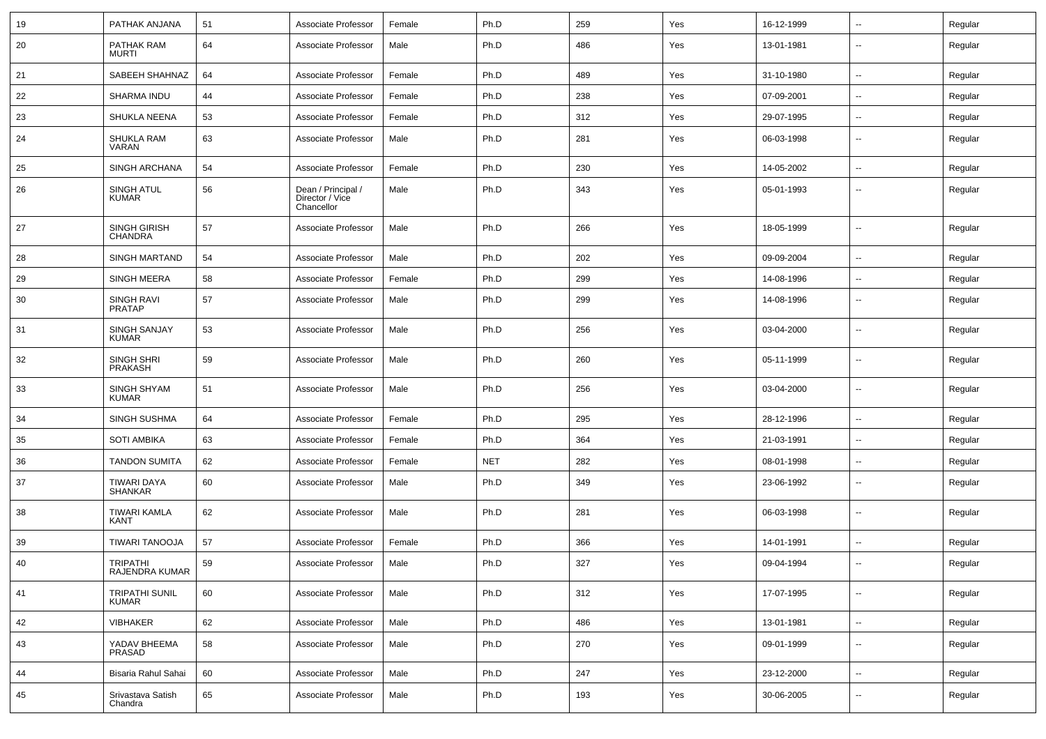| 19 | PATHAK ANJANA | 51 | Associate Professor | Female | Ph.D | 259 | Yes | 16-12-1999 | -- | Regular |
|---|---|---|---|---|---|---|---|---|---|---|
| 20 | PATHAK RAM MURTI | 64 | Associate Professor | Male | Ph.D | 486 | Yes | 13-01-1981 | -- | Regular |
| 21 | SABEEH SHAHNAZ | 64 | Associate Professor | Female | Ph.D | 489 | Yes | 31-10-1980 | -- | Regular |
| 22 | SHARMA INDU | 44 | Associate Professor | Female | Ph.D | 238 | Yes | 07-09-2001 | -- | Regular |
| 23 | SHUKLA NEENA | 53 | Associate Professor | Female | Ph.D | 312 | Yes | 29-07-1995 | -- | Regular |
| 24 | SHUKLA RAM VARAN | 63 | Associate Professor | Male | Ph.D | 281 | Yes | 06-03-1998 | -- | Regular |
| 25 | SINGH ARCHANA | 54 | Associate Professor | Female | Ph.D | 230 | Yes | 14-05-2002 | -- | Regular |
| 26 | SINGH ATUL KUMAR | 56 | Dean / Principal / Director / Vice Chancellor | Male | Ph.D | 343 | Yes | 05-01-1993 | -- | Regular |
| 27 | SINGH GIRISH CHANDRA | 57 | Associate Professor | Male | Ph.D | 266 | Yes | 18-05-1999 | -- | Regular |
| 28 | SINGH MARTAND | 54 | Associate Professor | Male | Ph.D | 202 | Yes | 09-09-2004 | -- | Regular |
| 29 | SINGH MEERA | 58 | Associate Professor | Female | Ph.D | 299 | Yes | 14-08-1996 | -- | Regular |
| 30 | SINGH RAVI PRATAP | 57 | Associate Professor | Male | Ph.D | 299 | Yes | 14-08-1996 | -- | Regular |
| 31 | SINGH SANJAY KUMAR | 53 | Associate Professor | Male | Ph.D | 256 | Yes | 03-04-2000 | -- | Regular |
| 32 | SINGH SHRI PRAKASH | 59 | Associate Professor | Male | Ph.D | 260 | Yes | 05-11-1999 | -- | Regular |
| 33 | SINGH SHYAM KUMAR | 51 | Associate Professor | Male | Ph.D | 256 | Yes | 03-04-2000 | -- | Regular |
| 34 | SINGH SUSHMA | 64 | Associate Professor | Female | Ph.D | 295 | Yes | 28-12-1996 | -- | Regular |
| 35 | SOTI AMBIKA | 63 | Associate Professor | Female | Ph.D | 364 | Yes | 21-03-1991 | -- | Regular |
| 36 | TANDON SUMITA | 62 | Associate Professor | Female | NET | 282 | Yes | 08-01-1998 | -- | Regular |
| 37 | TIWARI DAYA SHANKAR | 60 | Associate Professor | Male | Ph.D | 349 | Yes | 23-06-1992 | -- | Regular |
| 38 | TIWARI KAMLA KANT | 62 | Associate Professor | Male | Ph.D | 281 | Yes | 06-03-1998 | -- | Regular |
| 39 | TIWARI TANOOJA | 57 | Associate Professor | Female | Ph.D | 366 | Yes | 14-01-1991 | -- | Regular |
| 40 | TRIPATHI RAJENDRA KUMAR | 59 | Associate Professor | Male | Ph.D | 327 | Yes | 09-04-1994 | -- | Regular |
| 41 | TRIPATHI SUNIL KUMAR | 60 | Associate Professor | Male | Ph.D | 312 | Yes | 17-07-1995 | -- | Regular |
| 42 | VIBHAKER | 62 | Associate Professor | Male | Ph.D | 486 | Yes | 13-01-1981 | -- | Regular |
| 43 | YADAV BHEEMA PRASAD | 58 | Associate Professor | Male | Ph.D | 270 | Yes | 09-01-1999 | -- | Regular |
| 44 | Bisaria Rahul Sahai | 60 | Associate Professor | Male | Ph.D | 247 | Yes | 23-12-2000 | -- | Regular |
| 45 | Srivastava Satish Chandra | 65 | Associate Professor | Male | Ph.D | 193 | Yes | 30-06-2005 | -- | Regular |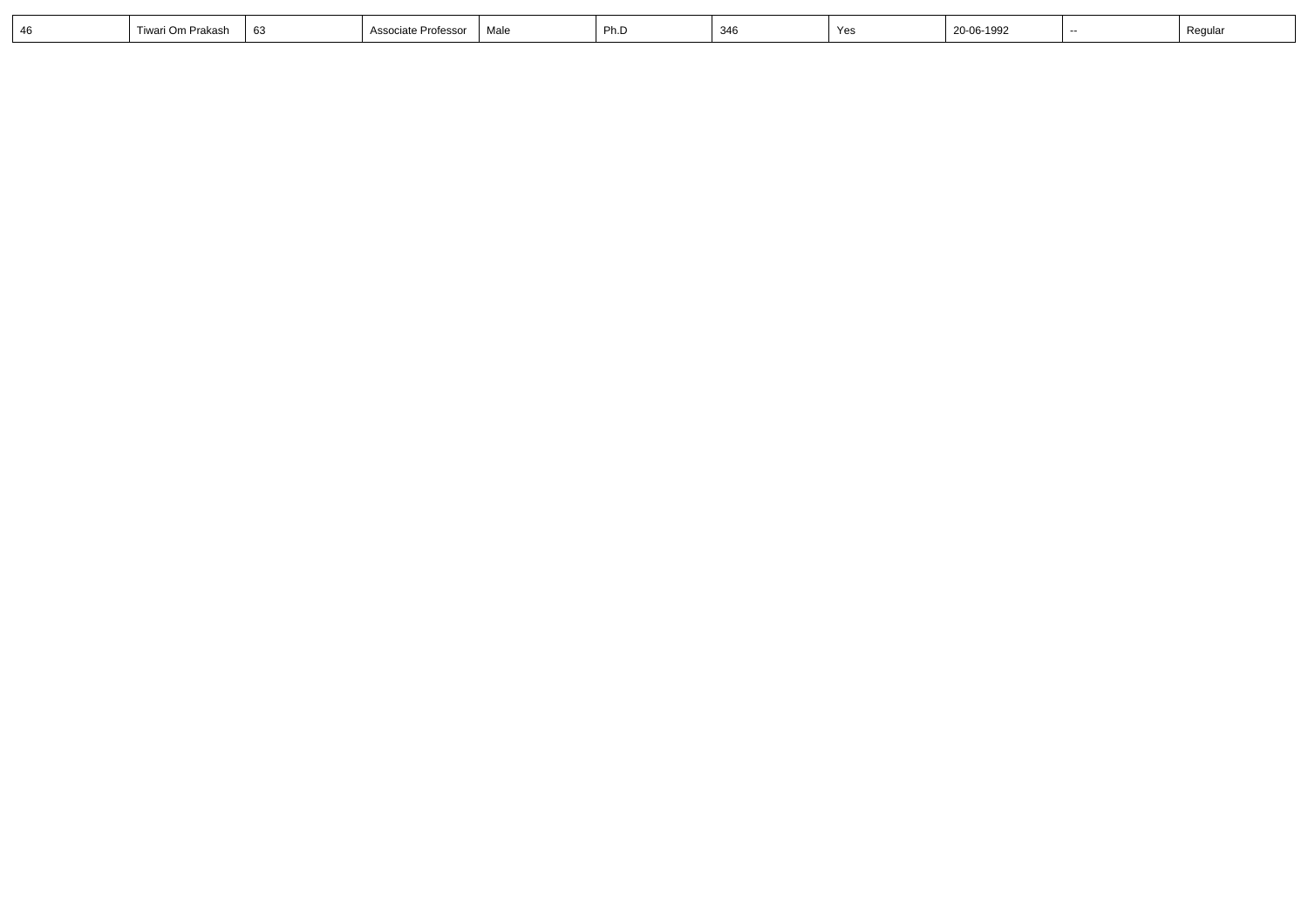| | | | | | | | | | | |
|---|---|---|---|---|---|---|---|---|---|---|
| 46 | Tiwari Om Prakash | 63 | Associate Professor | Male | Ph.D | 346 | Yes | 20-06-1992 | -- | Regular |